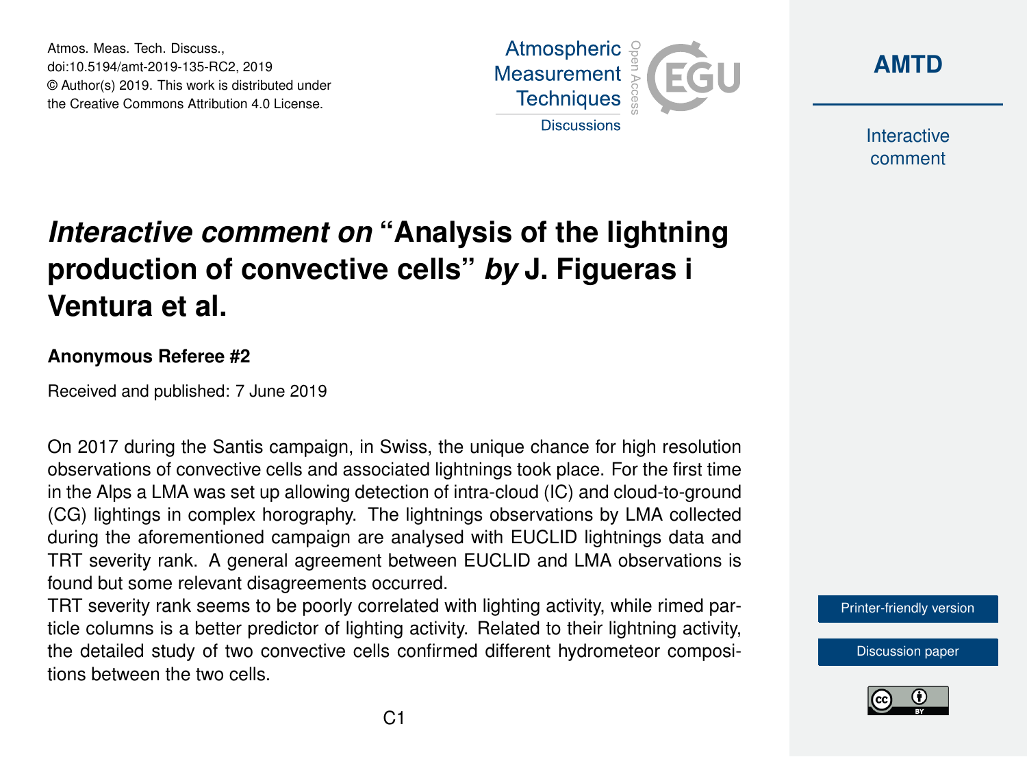# *Interactive comment on* "Analysis of the lightning production of convective cells" *by* J. Figueras i Ventura et al.

**Anonymous Referee #2**

Received and published: 7 June 2019

On 2017 during the Santis campaign, in Swiss, the unique chance for high resolution observations of convective cells and associated lightnings took place. For the first time in the Alps a LMA was set up allowing detection of intra-cloud (IC) and cloud-to-ground (CG) lightings in complex horography. The lightnings observations by LMA collected during the aforementioned campaign are analysed with EUCLID lightnings data and TRT severity rank. A general agreement between EUCLID and LMA observations is found but some relevant disagreements occurred.

TRT severity rank seems to be poorly correlated with lighting activity, while rimed particle columns is a better predictor of lighting activity. Related to their lightning activity, the detailed study of two convective cells confirmed different hydrometeor compositions between the two cells.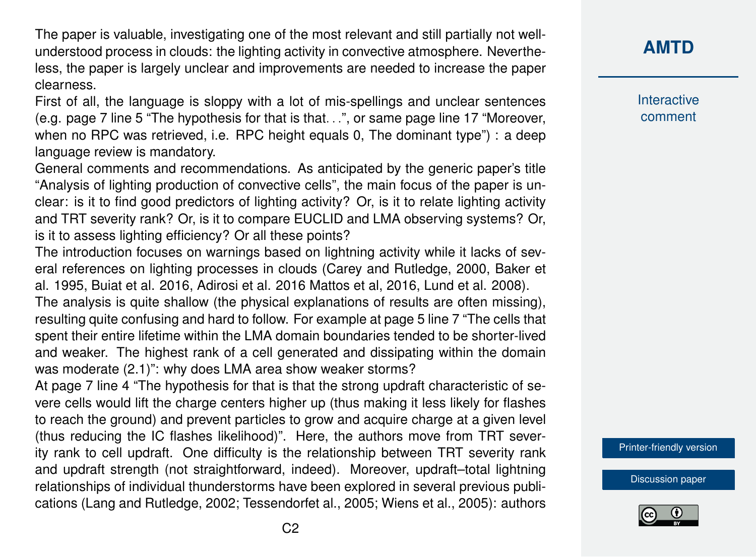The paper is valuable, investigating one of the most relevant and still partially not well-understood process in clouds: the lighting activity in convective atmosphere. Nevertheless, the paper is largely unclear and improvements are needed to increase the paper clearness.

First of all, the language is sloppy with a lot of mis-spellings and unclear sentences (e.g. page 7 line 5 "The hypothesis for that is that…", or same page line 17 "Moreover, when no RPC was retrieved, i.e. RPC height equals 0, The dominant type") : a deep language review is mandatory.

General comments and recommendations. As anticipated by the generic paper's title "Analysis of lighting production of convective cells", the main focus of the paper is unclear: is it to find good predictors of lighting activity? Or, is it to relate lighting activity and TRT severity rank? Or, is it to compare EUCLID and LMA observing systems? Or, is it to assess lighting efficiency? Or all these points?

The introduction focuses on warnings based on lightning activity while it lacks of several references on lighting processes in clouds (Carey and Rutledge, 2000, Baker et al. 1995, Buiat et al. 2016, Adirosi et al. 2016 Mattos et al, 2016, Lund et al. 2008).

The analysis is quite shallow (the physical explanations of results are often missing), resulting quite confusing and hard to follow. For example at page 5 line 7 "The cells that spent their entire lifetime within the LMA domain boundaries tended to be shorter-lived and weaker. The highest rank of a cell generated and dissipating within the domain was moderate (2.1)": why does LMA area show weaker storms?

At page 7 line 4 "The hypothesis for that is that the strong updraft characteristic of severe cells would lift the charge centers higher up (thus making it less likely for flashes to reach the ground) and prevent particles to grow and acquire charge at a given level (thus reducing the IC flashes likelihood)". Here, the authors move from TRT severity rank to cell updraft. One difficulty is the relationship between TRT severity rank and updraft strength (not straightforward, indeed). Moreover, updraft–total lightning relationships of individual thunderstorms have been explored in several previous publications (Lang and Rutledge, 2002; Tessendorfet al., 2005; Wiens et al., 2005): authors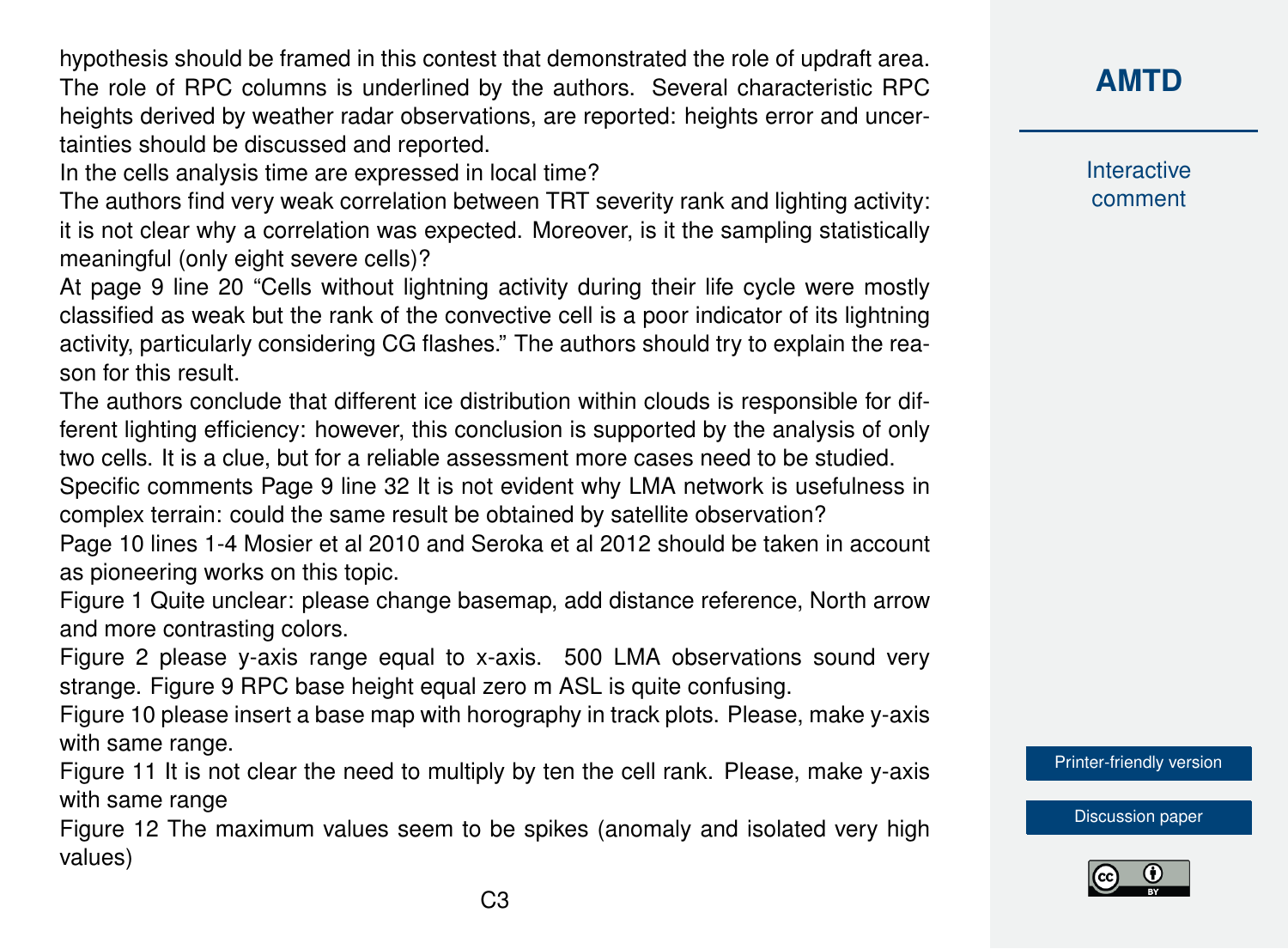hypothesis should be framed in this contest that demonstrated the role of updraft area. The role of RPC columns is underlined by the authors. Several characteristic RPC heights derived by weather radar observations, are reported: heights error and uncertainties should be discussed and reported.

In the cells analysis time are expressed in local time?

The authors find very weak correlation between TRT severity rank and lighting activity: it is not clear why a correlation was expected. Moreover, is it the sampling statistically meaningful (only eight severe cells)?

At page 9 line 20 "Cells without lightning activity during their life cycle were mostly classified as weak but the rank of the convective cell is a poor indicator of its lightning activity, particularly considering CG flashes." The authors should try to explain the reason for this result.

The authors conclude that different ice distribution within clouds is responsible for different lighting efficiency: however, this conclusion is supported by the analysis of only two cells. It is a clue, but for a reliable assessment more cases need to be studied.

Specific comments Page 9 line 32 It is not evident why LMA network is usefulness in complex terrain: could the same result be obtained by satellite observation?

Page 10 lines 1-4 Mosier et al 2010 and Seroka et al 2012 should be taken in account as pioneering works on this topic.

Figure 1 Quite unclear: please change basemap, add distance reference, North arrow and more contrasting colors.

Figure 2 please y-axis range equal to x-axis. 500 LMA observations sound very strange. Figure 9 RPC base height equal zero m ASL is quite confusing.

Figure 10 please insert a base map with horography in track plots. Please, make y-axis with same range.

Figure 11 It is not clear the need to multiply by ten the cell rank. Please, make y-axis with same range

Figure 12 The maximum values seem to be spikes (anomaly and isolated very high values)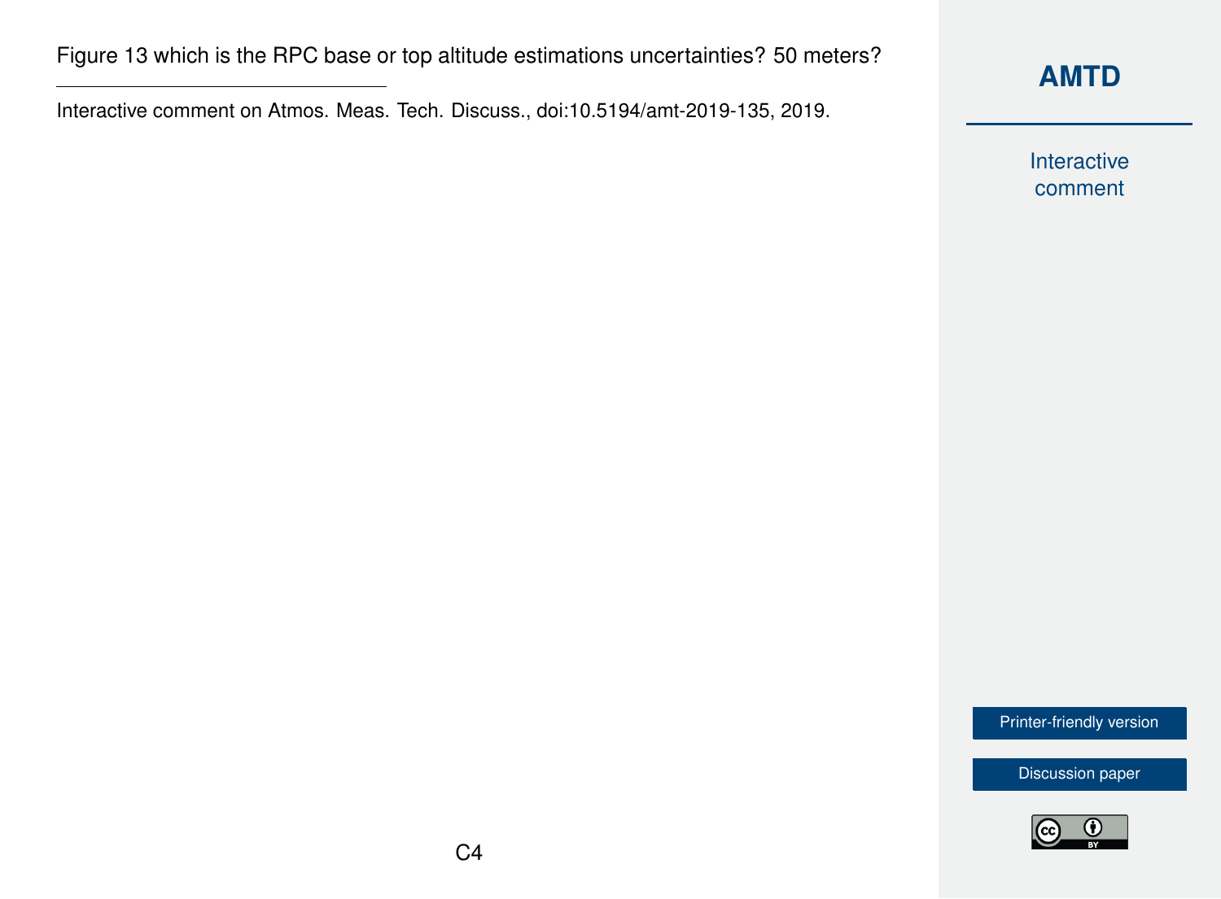Figure 13 which is the RPC base or top altitude estimations uncertainties? 50 meters?

---

Interactive comment on Atmos. Meas. Tech. Discuss., doi:10.5194/amt-2019-135, 2019.